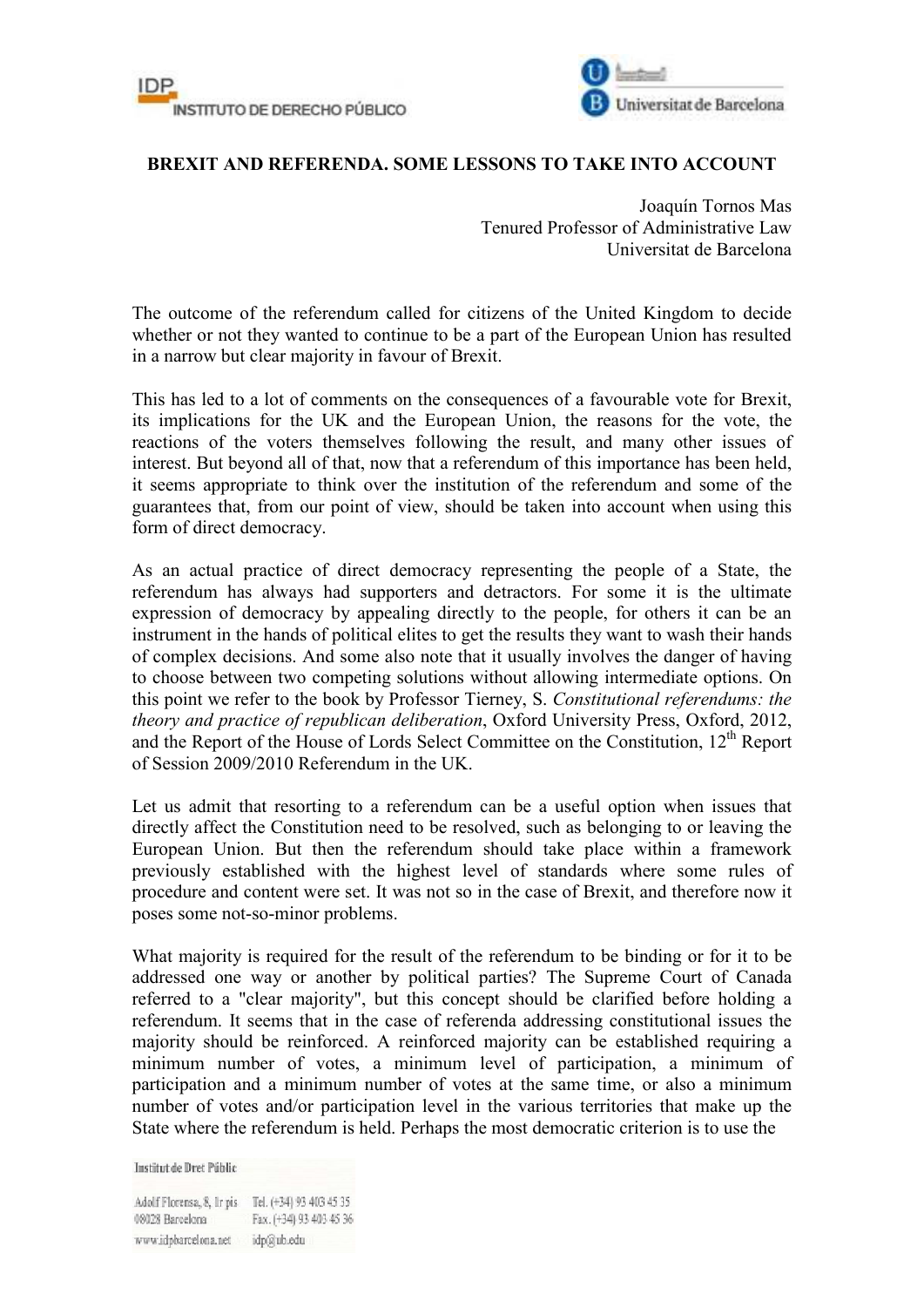**BREXIT AND REFERENDA. SOME LESSONS TO TAKE INTO ACCOUNT**

Joaquín Tornos Mas
Tenured Professor of Administrative Law
Universitat de Barcelona

The outcome of the referendum called for citizens of the United Kingdom to decide whether or not they wanted to continue to be a part of the European Union has resulted in a narrow but clear majority in favour of Brexit.

This has led to a lot of comments on the consequences of a favourable vote for Brexit, its implications for the UK and the European Union, the reasons for the vote, the reactions of the voters themselves following the result, and many other issues of interest. But beyond all of that, now that a referendum of this importance has been held, it seems appropriate to think over the institution of the referendum and some of the guarantees that, from our point of view, should be taken into account when using this form of direct democracy.

As an actual practice of direct democracy representing the people of a State, the referendum has always had supporters and detractors. For some it is the ultimate expression of democracy by appealing directly to the people, for others it can be an instrument in the hands of political elites to get the results they want to wash their hands of complex decisions. And some also note that it usually involves the danger of having to choose between two competing solutions without allowing intermediate options. On this point we refer to the book by Professor Tierney, S. *Constitutional referendums: the theory and practice of republican deliberation*, Oxford University Press, Oxford, 2012, and the Report of the House of Lords Select Committee on the Constitution, 12th Report of Session 2009/2010 Referendum in the UK.

Let us admit that resorting to a referendum can be a useful option when issues that directly affect the Constitution need to be resolved, such as belonging to or leaving the European Union. But then the referendum should take place within a framework previously established with the highest level of standards where some rules of procedure and content were set. It was not so in the case of Brexit, and therefore now it poses some not-so-minor problems.

What majority is required for the result of the referendum to be binding or for it to be addressed one way or another by political parties? The Supreme Court of Canada referred to a "clear majority", but this concept should be clarified before holding a referendum. It seems that in the case of referenda addressing constitutional issues the majority should be reinforced. A reinforced majority can be established requiring a minimum number of votes, a minimum level of participation, a minimum of participation and a minimum number of votes at the same time, or also a minimum number of votes and/or participation level in the various territories that make up the State where the referendum is held. Perhaps the most democratic criterion is to use the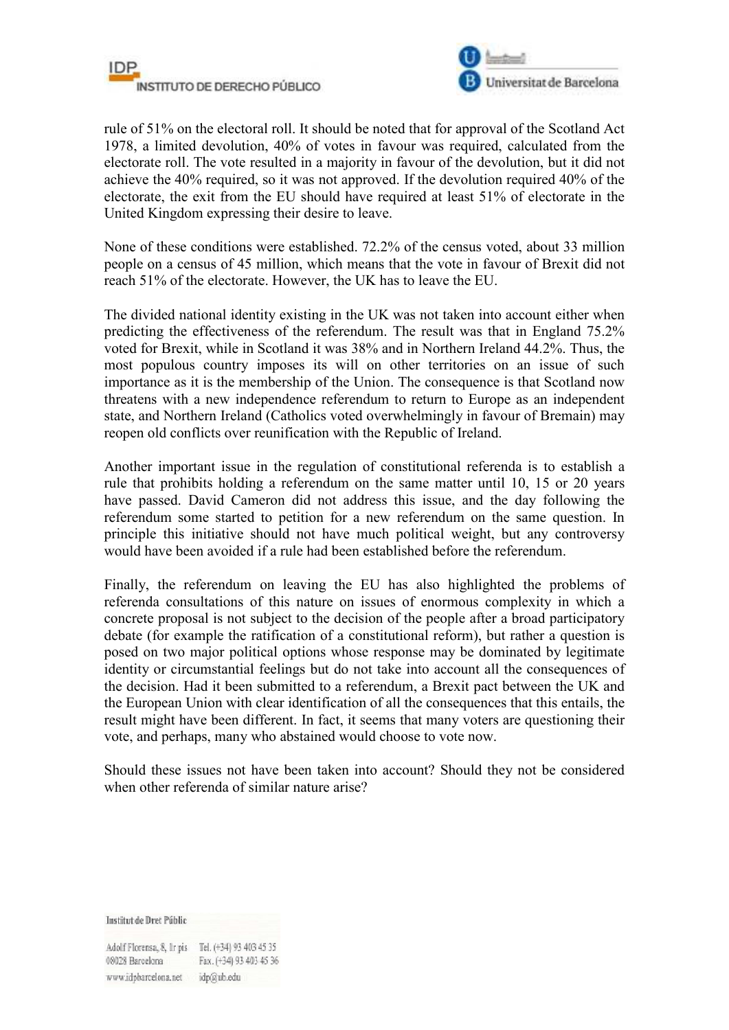rule of 51% on the electoral roll. It should be noted that for approval of the Scotland Act 1978, a limited devolution, 40% of votes in favour was required, calculated from the electorate roll. The vote resulted in a majority in favour of the devolution, but it did not achieve the 40% required, so it was not approved. If the devolution required 40% of the electorate, the exit from the EU should have required at least 51% of electorate in the United Kingdom expressing their desire to leave.

None of these conditions were established. 72.2% of the census voted, about 33 million people on a census of 45 million, which means that the vote in favour of Brexit did not reach 51% of the electorate. However, the UK has to leave the EU.

The divided national identity existing in the UK was not taken into account either when predicting the effectiveness of the referendum. The result was that in England 75.2% voted for Brexit, while in Scotland it was 38% and in Northern Ireland 44.2%. Thus, the most populous country imposes its will on other territories on an issue of such importance as it is the membership of the Union. The consequence is that Scotland now threatens with a new independence referendum to return to Europe as an independent state, and Northern Ireland (Catholics voted overwhelmingly in favour of Bremain) may reopen old conflicts over reunification with the Republic of Ireland.

Another important issue in the regulation of constitutional referenda is to establish a rule that prohibits holding a referendum on the same matter until 10, 15 or 20 years have passed. David Cameron did not address this issue, and the day following the referendum some started to petition for a new referendum on the same question. In principle this initiative should not have much political weight, but any controversy would have been avoided if a rule had been established before the referendum.

Finally, the referendum on leaving the EU has also highlighted the problems of referenda consultations of this nature on issues of enormous complexity in which a concrete proposal is not subject to the decision of the people after a broad participatory debate (for example the ratification of a constitutional reform), but rather a question is posed on two major political options whose response may be dominated by legitimate identity or circumstantial feelings but do not take into account all the consequences of the decision. Had it been submitted to a referendum, a Brexit pact between the UK and the European Union with clear identification of all the consequences that this entails, the result might have been different. In fact, it seems that many voters are questioning their vote, and perhaps, many who abstained would choose to vote now.

Should these issues not have been taken into account? Should they not be considered when other referenda of similar nature arise?